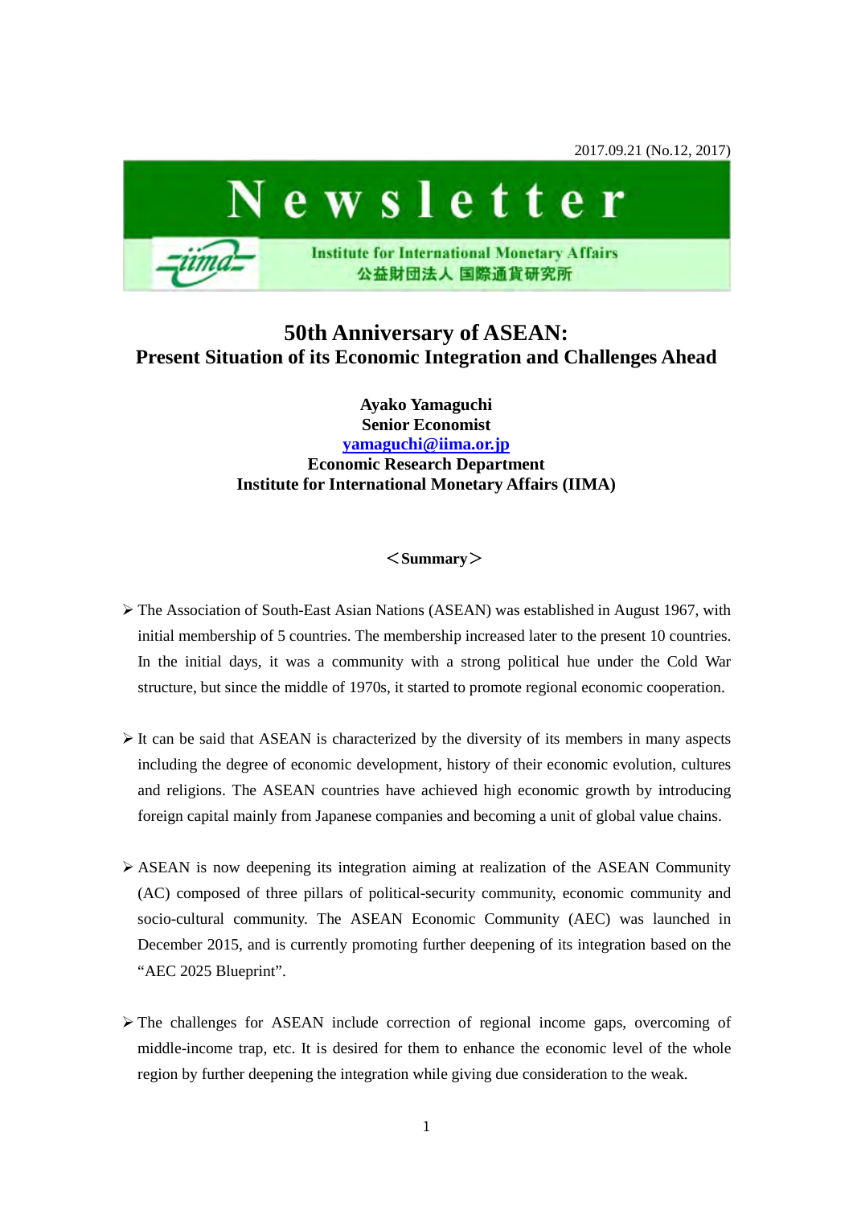2017.09.21 (No.12, 2017)

# Newsletter

Institute for International Monetary Affairs
公益財団法人 国際通貨研究所

## 50th Anniversary of ASEAN: Present Situation of its Economic Integration and Challenges Ahead

**Ayako Yamaguchi**
**Senior Economist**
**yamaguchi@iima.or.jp**
**Economic Research Department**
**Institute for International Monetary Affairs (IIMA)**

**＜Summary＞**

- The Association of South-East Asian Nations (ASEAN) was established in August 1967, with initial membership of 5 countries. The membership increased later to the present 10 countries. In the initial days, it was a community with a strong political hue under the Cold War structure, but since the middle of 1970s, it started to promote regional economic cooperation.

- It can be said that ASEAN is characterized by the diversity of its members in many aspects including the degree of economic development, history of their economic evolution, cultures and religions. The ASEAN countries have achieved high economic growth by introducing foreign capital mainly from Japanese companies and becoming a unit of global value chains.

- ASEAN is now deepening its integration aiming at realization of the ASEAN Community (AC) composed of three pillars of political-security community, economic community and socio-cultural community. The ASEAN Economic Community (AEC) was launched in December 2015, and is currently promoting further deepening of its integration based on the "AEC 2025 Blueprint".

- The challenges for ASEAN include correction of regional income gaps, overcoming of middle-income trap, etc. It is desired for them to enhance the economic level of the whole region by further deepening the integration while giving due consideration to the weak.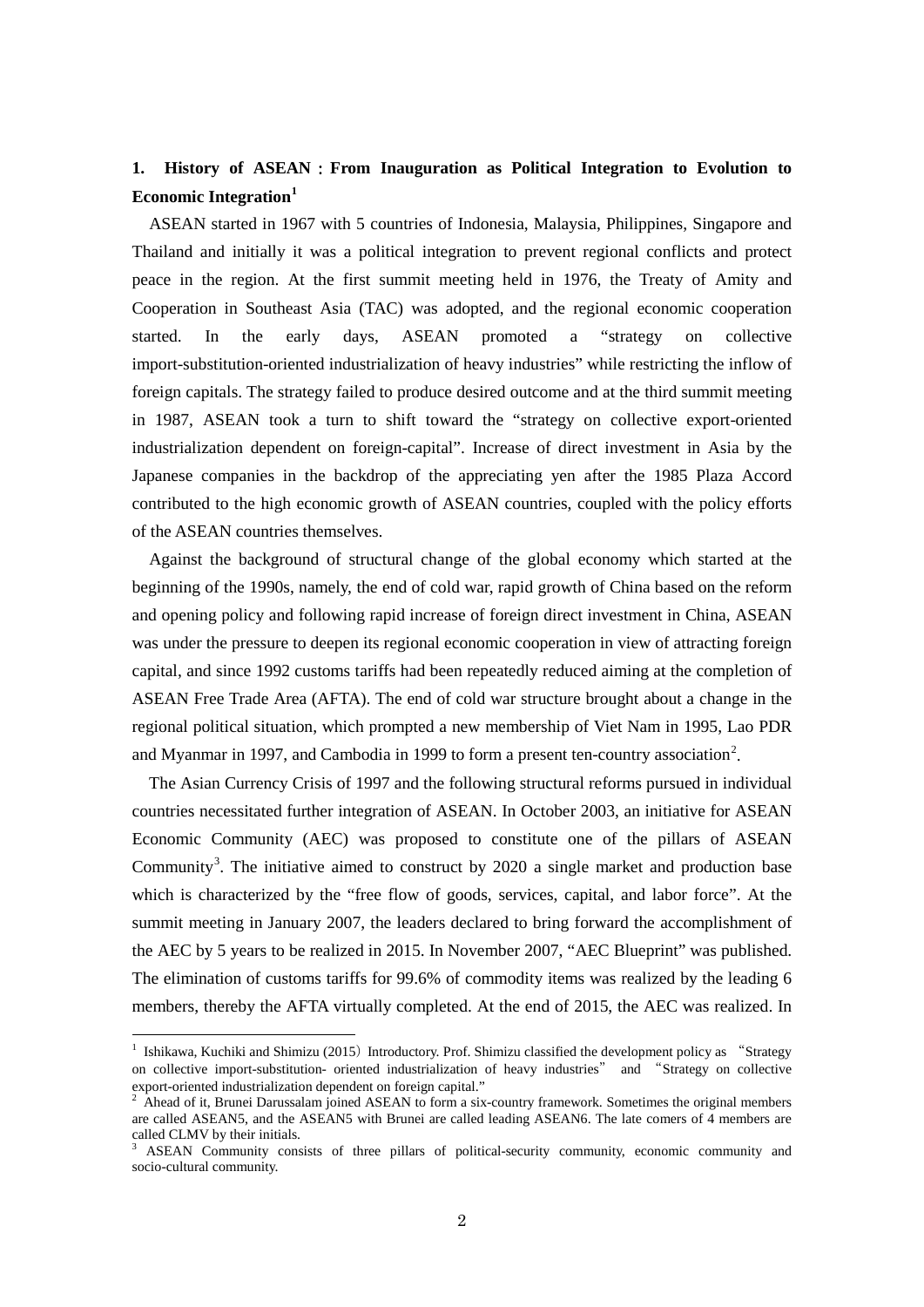## 1. History of ASEAN：From Inauguration as Political Integration to Evolution to Economic Integration[1]

ASEAN started in 1967 with 5 countries of Indonesia, Malaysia, Philippines, Singapore and Thailand and initially it was a political integration to prevent regional conflicts and protect peace in the region. At the first summit meeting held in 1976, the Treaty of Amity and Cooperation in Southeast Asia (TAC) was adopted, and the regional economic cooperation started. In the early days, ASEAN promoted a "strategy on collective import-substitution-oriented industrialization of heavy industries" while restricting the inflow of foreign capitals. The strategy failed to produce desired outcome and at the third summit meeting in 1987, ASEAN took a turn to shift toward the "strategy on collective export-oriented industrialization dependent on foreign-capital". Increase of direct investment in Asia by the Japanese companies in the backdrop of the appreciating yen after the 1985 Plaza Accord contributed to the high economic growth of ASEAN countries, coupled with the policy efforts of the ASEAN countries themselves.

Against the background of structural change of the global economy which started at the beginning of the 1990s, namely, the end of cold war, rapid growth of China based on the reform and opening policy and following rapid increase of foreign direct investment in China, ASEAN was under the pressure to deepen its regional economic cooperation in view of attracting foreign capital, and since 1992 customs tariffs had been repeatedly reduced aiming at the completion of ASEAN Free Trade Area (AFTA). The end of cold war structure brought about a change in the regional political situation, which prompted a new membership of Viet Nam in 1995, Lao PDR and Myanmar in 1997, and Cambodia in 1999 to form a present ten-country association[2].

The Asian Currency Crisis of 1997 and the following structural reforms pursued in individual countries necessitated further integration of ASEAN. In October 2003, an initiative for ASEAN Economic Community (AEC) was proposed to constitute one of the pillars of ASEAN Community[3]. The initiative aimed to construct by 2020 a single market and production base which is characterized by the "free flow of goods, services, capital, and labor force". At the summit meeting in January 2007, the leaders declared to bring forward the accomplishment of the AEC by 5 years to be realized in 2015. In November 2007, "AEC Blueprint" was published. The elimination of customs tariffs for 99.6% of commodity items was realized by the leading 6 members, thereby the AFTA virtually completed. At the end of 2015, the AEC was realized. In

---

[1] Ishikawa, Kuchiki and Shimizu (2015) Introductory. Prof. Shimizu classified the development policy as "Strategy on collective import-substitution- oriented industrialization of heavy industries" and "Strategy on collective export-oriented industrialization dependent on foreign capital."

[2] Ahead of it, Brunei Darussalam joined ASEAN to form a six-country framework. Sometimes the original members are called ASEAN5, and the ASEAN5 with Brunei are called leading ASEAN6. The late comers of 4 members are called CLMV by their initials.

[3] ASEAN Community consists of three pillars of political-security community, economic community and socio-cultural community.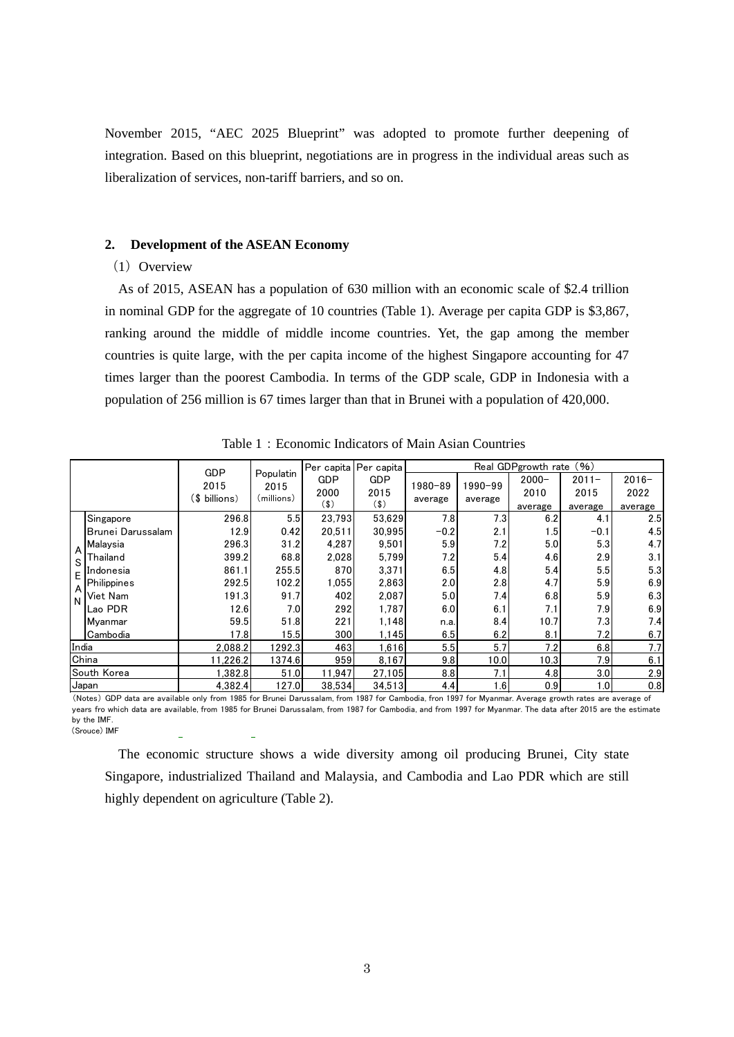November 2015, "AEC 2025 Blueprint" was adopted to promote further deepening of integration. Based on this blueprint, negotiations are in progress in the individual areas such as liberalization of services, non-tariff barriers, and so on.

## 2. Development of the ASEAN Economy

### (1) Overview

As of 2015, ASEAN has a population of 630 million with an economic scale of $2.4 trillion in nominal GDP for the aggregate of 10 countries (Table 1). Average per capita GDP is $3,867, ranking around the middle of middle income countries. Yet, the gap among the member countries is quite large, with the per capita income of the highest Singapore accounting for 47 times larger than the poorest Cambodia. In terms of the GDP scale, GDP in Indonesia with a population of 256 million is 67 times larger than that in Brunei with a population of 420,000.

Table 1：Economic Indicators of Main Asian Countries

| | | GDP 2015 ($ billions) | Populatin 2015 (millions) | Per capita GDP 2000 ($) | Per capita GDP 2015 ($) | Real GDPgrowth rate (%) | | | | |
|---|---|---|---|---|---|---|---|---|---|---|
| | | | | | | 1980–89 average | 1990–99 average | 2000–2010 average | 2011–2015 average | 2016–2022 average |
| ASEAN | Singapore | 296.8 | 5.5 | 23,793 | 53,629 | 7.8 | 7.3 | 6.2 | 4.1 | 2.5 |
| | Brunei Darussalam | 12.9 | 0.42 | 20,511 | 30,995 | −0.2 | 2.1 | 1.5 | −0.1 | 4.5 |
| | Malaysia | 296.3 | 31.2 | 4,287 | 9,501 | 5.9 | 7.2 | 5.0 | 5.3 | 4.7 |
| | Thailand | 399.2 | 68.8 | 2,028 | 5,799 | 7.2 | 5.4 | 4.6 | 2.9 | 3.1 |
| | Indonesia | 861.1 | 255.5 | 870 | 3,371 | 6.5 | 4.8 | 5.4 | 5.5 | 5.3 |
| | Philippines | 292.5 | 102.2 | 1,055 | 2,863 | 2.0 | 2.8 | 4.7 | 5.9 | 6.9 |
| | Viet Nam | 191.3 | 91.7 | 402 | 2,087 | 5.0 | 7.4 | 6.8 | 5.9 | 6.3 |
| | Lao PDR | 12.6 | 7.0 | 292 | 1,787 | 6.0 | 6.1 | 7.1 | 7.9 | 6.9 |
| | Myanmar | 59.5 | 51.8 | 221 | 1,148 | n.a. | 8.4 | 10.7 | 7.3 | 7.4 |
| | Cambodia | 17.8 | 15.5 | 300 | 1,145 | 6.5 | 6.2 | 8.1 | 7.2 | 6.7 |
| India | | 2,088.2 | 1292.3 | 463 | 1,616 | 5.5 | 5.7 | 7.2 | 6.8 | 7.7 |
| China | | 11,226.2 | 1374.6 | 959 | 8,167 | 9.8 | 10.0 | 10.3 | 7.9 | 6.1 |
| South Korea | | 1,382.8 | 51.0 | 11,947 | 27,105 | 8.8 | 7.1 | 4.8 | 3.0 | 2.9 |
| Japan | | 4,382.4 | 127.0 | 38,534 | 34,513 | 4.4 | 1.6 | 0.9 | 1.0 | 0.8 |

(Notes) GDP data are available only from 1985 for Brunei Darussalam, from 1987 for Cambodia, fron 1997 for Myanmar. Average growth rates are average of years fro which data are available, from 1985 for Brunei Darussalam, from 1987 for Cambodia, and from 1997 for Myanmar. The data after 2015 are the estimate by the IMF.
(Srouce) IMF

The economic structure shows a wide diversity among oil producing Brunei, City state Singapore, industrialized Thailand and Malaysia, and Cambodia and Lao PDR which are still highly dependent on agriculture (Table 2).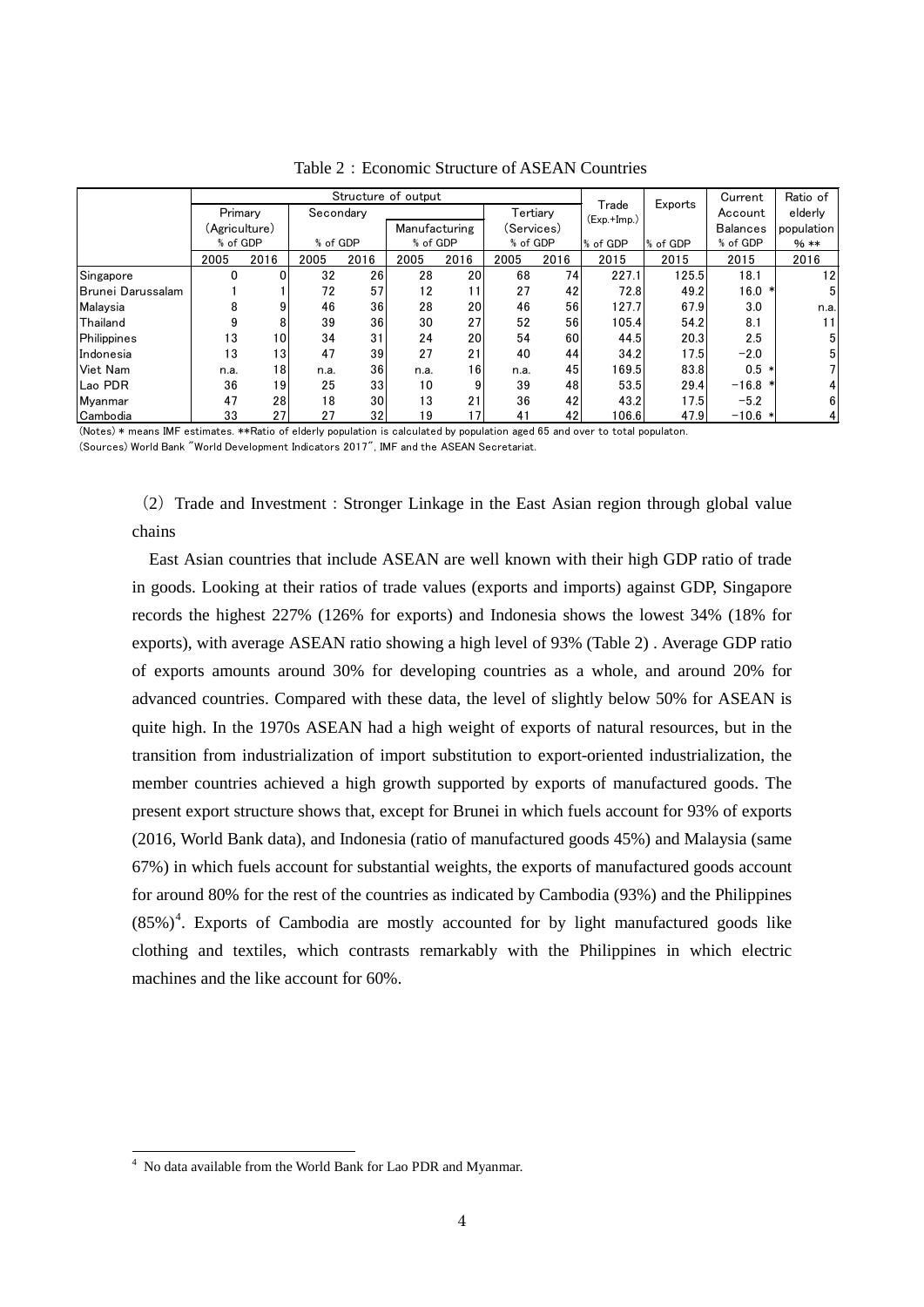Table 2：Economic Structure of ASEAN Countries

| | Structure of output | | | | | | | | Trade (Exp.+Imp.) | Exports | Current Account Balances | Ratio of elderly population |
|---|---|---|---|---|---|---|---|---|---|---|---|---|
| | Primary (Agriculture) | | Secondary | | Manufacturing | | Tertiary (Services) | | | | | |
| | % of GDP | | % of GDP | | % of GDP | | % of GDP | | % of GDP | % of GDP | % of GDP | % ** |
| | 2005 | 2016 | 2005 | 2016 | 2005 | 2016 | 2005 | 2016 | 2015 | 2015 | 2015 | 2016 |
| Singapore | 0 | 0 | 32 | 26 | 28 | 20 | 68 | 74 | 227.1 | 125.5 | 18.1 | 12 |
| Brunei Darussalam | 1 | 1 | 72 | 57 | 12 | 11 | 27 | 42 | 72.8 | 49.2 | 16.0 * | 5 |
| Malaysia | 8 | 9 | 46 | 36 | 28 | 20 | 46 | 56 | 127.7 | 67.9 | 3.0 | n.a. |
| Thailand | 9 | 8 | 39 | 36 | 30 | 27 | 52 | 56 | 105.4 | 54.2 | 8.1 | 11 |
| Philippines | 13 | 10 | 34 | 31 | 24 | 20 | 54 | 60 | 44.5 | 20.3 | 2.5 | 5 |
| Indonesia | 13 | 13 | 47 | 39 | 27 | 21 | 40 | 44 | 34.2 | 17.5 | −2.0 | 5 |
| Viet Nam | n.a. | 18 | n.a. | 36 | n.a. | 16 | n.a. | 45 | 169.5 | 83.8 | 0.5 * | 7 |
| Lao PDR | 36 | 19 | 25 | 33 | 10 | 9 | 39 | 48 | 53.5 | 29.4 | −16.8 * | 4 |
| Myanmar | 47 | 28 | 18 | 30 | 13 | 21 | 36 | 42 | 43.2 | 17.5 | −5.2 | 6 |
| Cambodia | 33 | 27 | 27 | 32 | 19 | 17 | 41 | 42 | 106.6 | 47.9 | −10.6 * | 4 |

(Notes) * means IMF estimates. **Ratio of elderly population is calculated by population aged 65 and over to total populaton.
(Sources) World Bank "World Development Indicators 2017", IMF and the ASEAN Secretariat.

### （2）Trade and Investment : Stronger Linkage in the East Asian region through global value chains

East Asian countries that include ASEAN are well known with their high GDP ratio of trade in goods. Looking at their ratios of trade values (exports and imports) against GDP, Singapore records the highest 227% (126% for exports) and Indonesia shows the lowest 34% (18% for exports), with average ASEAN ratio showing a high level of 93% (Table 2) . Average GDP ratio of exports amounts around 30% for developing countries as a whole, and around 20% for advanced countries. Compared with these data, the level of slightly below 50% for ASEAN is quite high. In the 1970s ASEAN had a high weight of exports of natural resources, but in the transition from industrialization of import substitution to export-oriented industrialization, the member countries achieved a high growth supported by exports of manufactured goods. The present export structure shows that, except for Brunei in which fuels account for 93% of exports (2016, World Bank data), and Indonesia (ratio of manufactured goods 45%) and Malaysia (same 67%) in which fuels account for substantial weights, the exports of manufactured goods account for around 80% for the rest of the countries as indicated by Cambodia (93%) and the Philippines (85%)[4]. Exports of Cambodia are mostly accounted for by light manufactured goods like clothing and textiles, which contrasts remarkably with the Philippines in which electric machines and the like account for 60%.

[4] No data available from the World Bank for Lao PDR and Myanmar.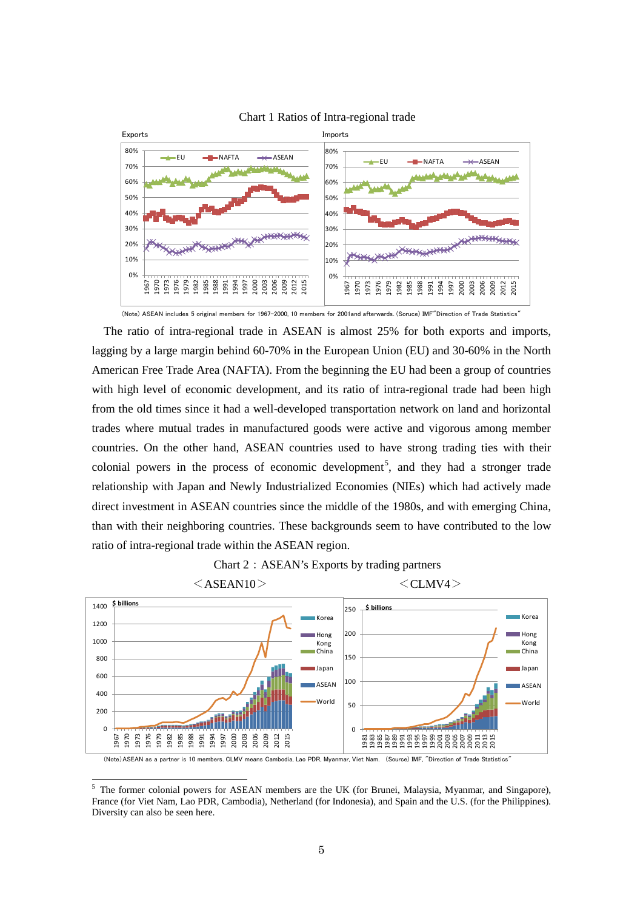Chart 1 Ratios of Intra-regional trade

(Note) ASEAN includes 5 original members for 1967–2000, 10 members for 2001and afterwards. (Soruce) IMF"Direction of Trade Statistics"

The ratio of intra-regional trade in ASEAN is almost 25% for both exports and imports, lagging by a large margin behind 60-70% in the European Union (EU) and 30-60% in the North American Free Trade Area (NAFTA). From the beginning the EU had been a group of countries with high level of economic development, and its ratio of intra-regional trade had been high from the old times since it had a well-developed transportation network on land and horizontal trades where mutual trades in manufactured goods were active and vigorous among member countries. On the other hand, ASEAN countries used to have strong trading ties with their colonial powers in the process of economic development[5], and they had a stronger trade relationship with Japan and Newly Industrialized Economies (NIEs) which had actively made direct investment in ASEAN countries since the middle of the 1980s, and with emerging China, than with their neighboring countries. These backgrounds seem to have contributed to the low ratio of intra-regional trade within the ASEAN region.

Chart 2：ASEAN's Exports by trading partners

＜ASEAN10＞ ＜CLMV4＞

(Note) ASEAN as a partner is 10 members. CLMV means Cambodia, Lao PDR, Myanmar, Viet Nam. (Source) IMF, "Direction of Trade Statistics"

---

[5] The former colonial powers for ASEAN members are the UK (for Brunei, Malaysia, Myanmar, and Singapore), France (for Viet Nam, Lao PDR, Cambodia), Netherland (for Indonesia), and Spain and the U.S. (for the Philippines). Diversity can also be seen here.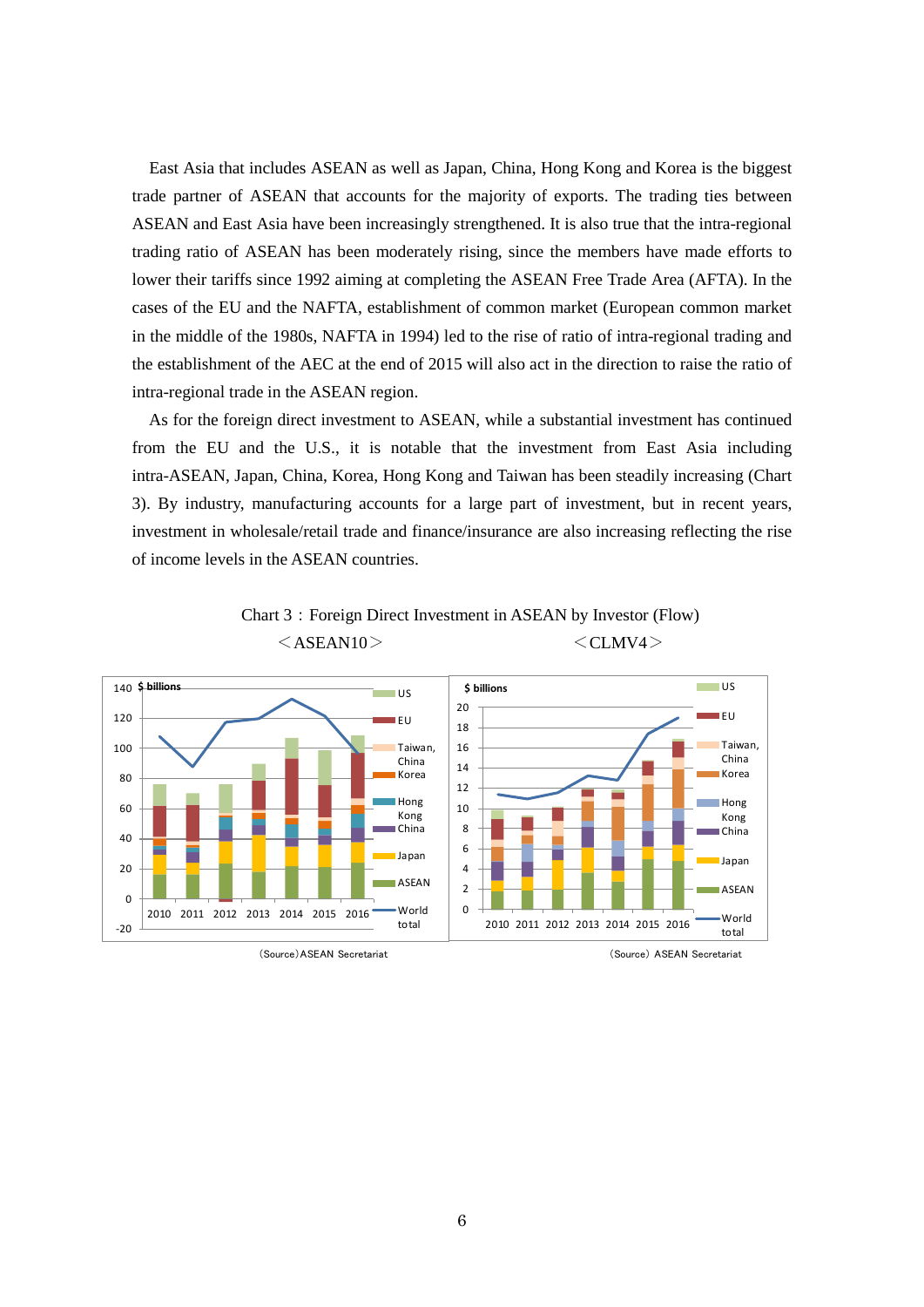East Asia that includes ASEAN as well as Japan, China, Hong Kong and Korea is the biggest trade partner of ASEAN that accounts for the majority of exports. The trading ties between ASEAN and East Asia have been increasingly strengthened. It is also true that the intra-regional trading ratio of ASEAN has been moderately rising, since the members have made efforts to lower their tariffs since 1992 aiming at completing the ASEAN Free Trade Area (AFTA). In the cases of the EU and the NAFTA, establishment of common market (European common market in the middle of the 1980s, NAFTA in 1994) led to the rise of ratio of intra-regional trading and the establishment of the AEC at the end of 2015 will also act in the direction to raise the ratio of intra-regional trade in the ASEAN region.

As for the foreign direct investment to ASEAN, while a substantial investment has continued from the EU and the U.S., it is notable that the investment from East Asia including intra-ASEAN, Japan, China, Korea, Hong Kong and Taiwan has been steadily increasing (Chart 3). By industry, manufacturing accounts for a large part of investment, but in recent years, investment in wholesale/retail trade and finance/insurance are also increasing reflecting the rise of income levels in the ASEAN countries.

Chart 3：Foreign Direct Investment in ASEAN by Investor (Flow)

＜ASEAN10＞　　　　　　　　＜CLMV4＞

(Source) ASEAN Secretariat　　　　(Source) ASEAN Secretariat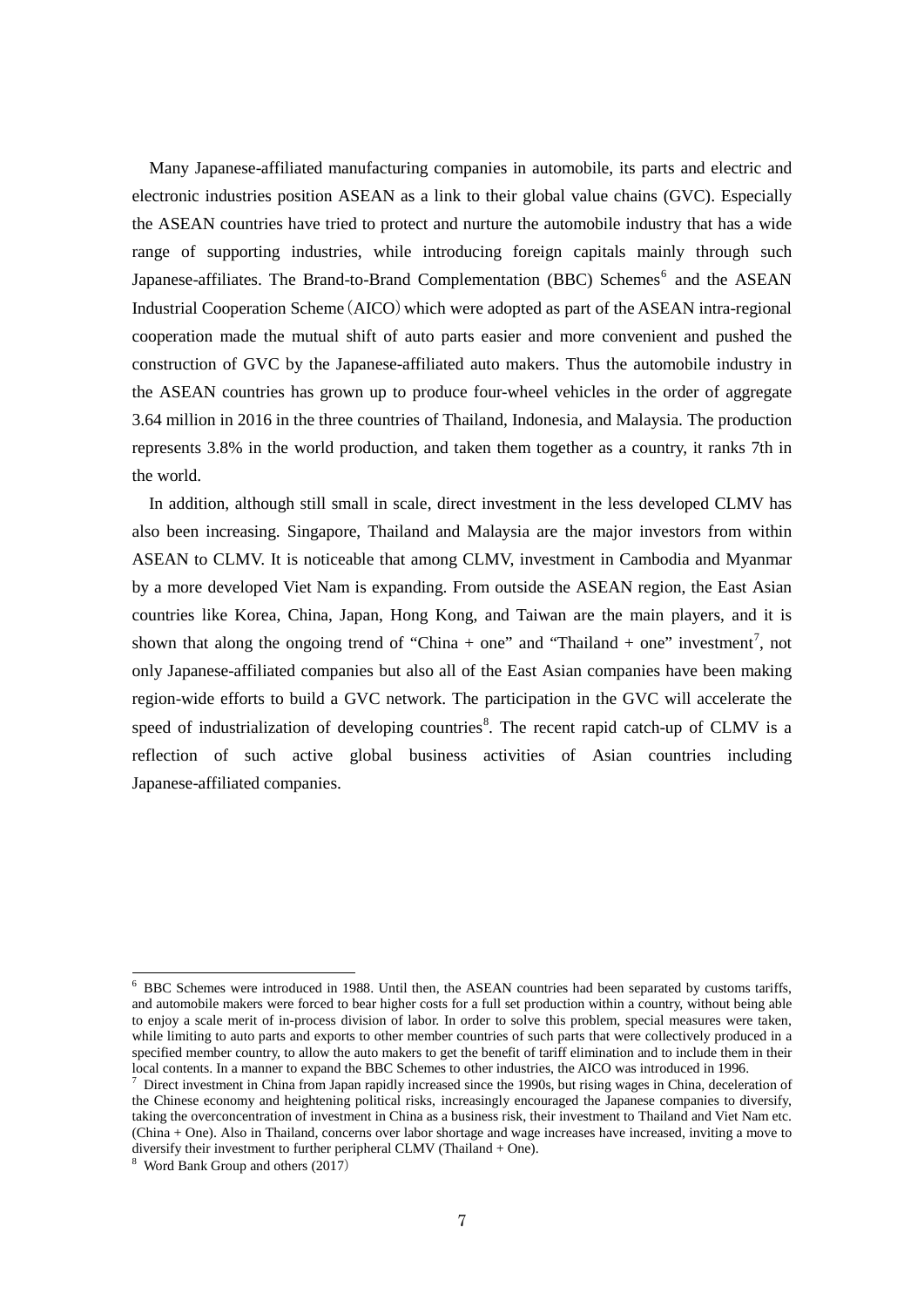Many Japanese-affiliated manufacturing companies in automobile, its parts and electric and electronic industries position ASEAN as a link to their global value chains (GVC). Especially the ASEAN countries have tried to protect and nurture the automobile industry that has a wide range of supporting industries, while introducing foreign capitals mainly through such Japanese-affiliates. The Brand-to-Brand Complementation (BBC) Schemes[6] and the ASEAN Industrial Cooperation Scheme（AICO）which were adopted as part of the ASEAN intra-regional cooperation made the mutual shift of auto parts easier and more convenient and pushed the construction of GVC by the Japanese-affiliated auto makers. Thus the automobile industry in the ASEAN countries has grown up to produce four-wheel vehicles in the order of aggregate 3.64 million in 2016 in the three countries of Thailand, Indonesia, and Malaysia. The production represents 3.8% in the world production, and taken them together as a country, it ranks 7th in the world.

In addition, although still small in scale, direct investment in the less developed CLMV has also been increasing. Singapore, Thailand and Malaysia are the major investors from within ASEAN to CLMV. It is noticeable that among CLMV, investment in Cambodia and Myanmar by a more developed Viet Nam is expanding. From outside the ASEAN region, the East Asian countries like Korea, China, Japan, Hong Kong, and Taiwan are the main players, and it is shown that along the ongoing trend of "China + one" and "Thailand + one" investment[7], not only Japanese-affiliated companies but also all of the East Asian companies have been making region-wide efforts to build a GVC network. The participation in the GVC will accelerate the speed of industrialization of developing countries[8]. The recent rapid catch-up of CLMV is a reflection of such active global business activities of Asian countries including Japanese-affiliated companies.

---

[6] BBC Schemes were introduced in 1988. Until then, the ASEAN countries had been separated by customs tariffs, and automobile makers were forced to bear higher costs for a full set production within a country, without being able to enjoy a scale merit of in-process division of labor. In order to solve this problem, special measures were taken, while limiting to auto parts and exports to other member countries of such parts that were collectively produced in a specified member country, to allow the auto makers to get the benefit of tariff elimination and to include them in their local contents. In a manner to expand the BBC Schemes to other industries, the AICO was introduced in 1996.

[7] Direct investment in China from Japan rapidly increased since the 1990s, but rising wages in China, deceleration of the Chinese economy and heightening political risks, increasingly encouraged the Japanese companies to diversify, taking the overconcentration of investment in China as a business risk, their investment to Thailand and Viet Nam etc. (China + One). Also in Thailand, concerns over labor shortage and wage increases have increased, inviting a move to diversify their investment to further peripheral CLMV (Thailand + One).

[8] Word Bank Group and others (2017)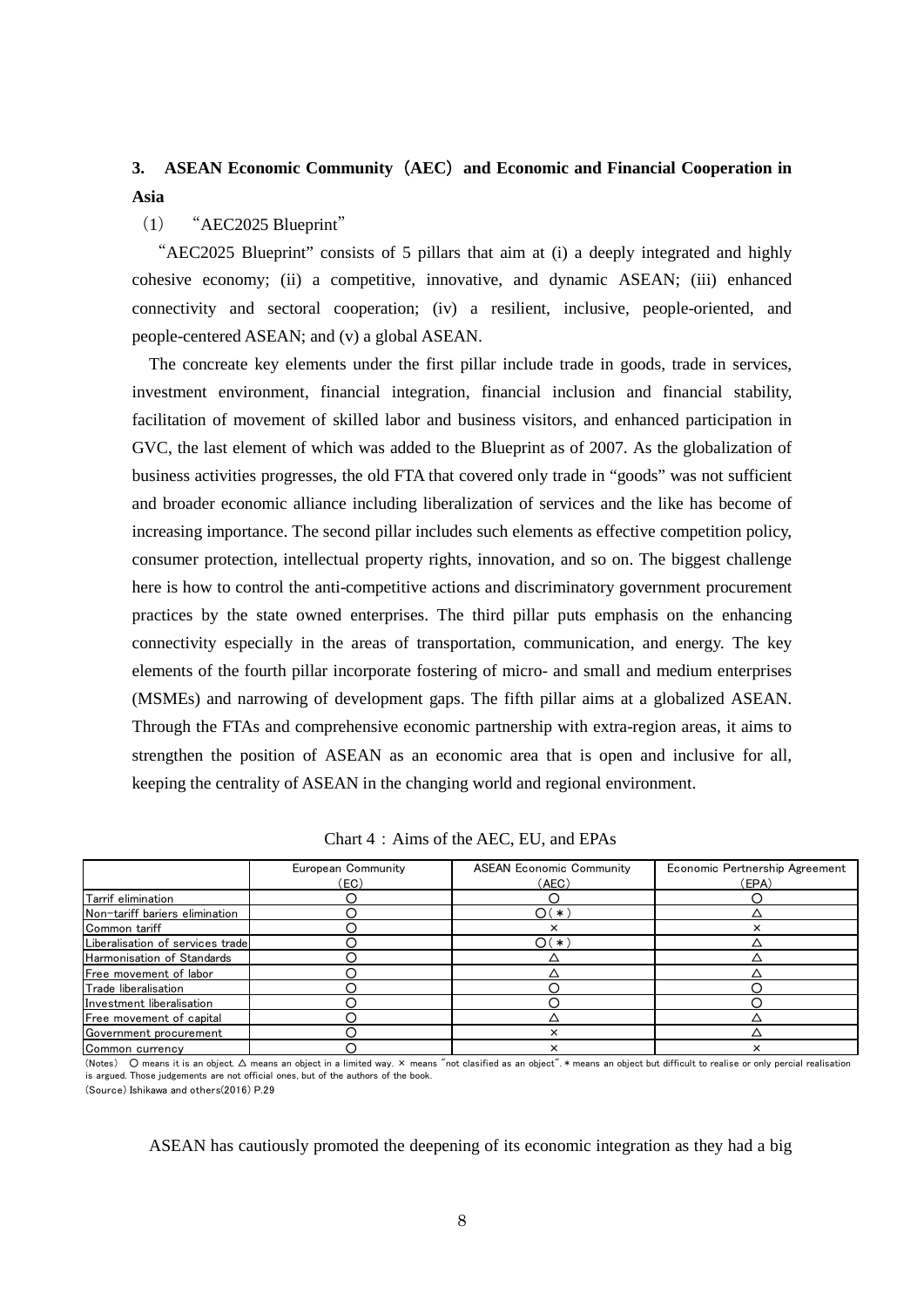## 3. ASEAN Economic Community（AEC）and Economic and Financial Cooperation in Asia

### （1）“AEC2025 Blueprint”

“AEC2025 Blueprint” consists of 5 pillars that aim at (i) a deeply integrated and highly cohesive economy; (ii) a competitive, innovative, and dynamic ASEAN; (iii) enhanced connectivity and sectoral cooperation; (iv) a resilient, inclusive, people-oriented, and people-centered ASEAN; and (v) a global ASEAN.

The concreate key elements under the first pillar include trade in goods, trade in services, investment environment, financial integration, financial inclusion and financial stability, facilitation of movement of skilled labor and business visitors, and enhanced participation in GVC, the last element of which was added to the Blueprint as of 2007. As the globalization of business activities progresses, the old FTA that covered only trade in “goods” was not sufficient and broader economic alliance including liberalization of services and the like has become of increasing importance. The second pillar includes such elements as effective competition policy, consumer protection, intellectual property rights, innovation, and so on. The biggest challenge here is how to control the anti-competitive actions and discriminatory government procurement practices by the state owned enterprises. The third pillar puts emphasis on the enhancing connectivity especially in the areas of transportation, communication, and energy. The key elements of the fourth pillar incorporate fostering of micro- and small and medium enterprises (MSMEs) and narrowing of development gaps. The fifth pillar aims at a globalized ASEAN. Through the FTAs and comprehensive economic partnership with extra-region areas, it aims to strengthen the position of ASEAN as an economic area that is open and inclusive for all, keeping the centrality of ASEAN in the changing world and regional environment.

Chart 4：Aims of the AEC, EU, and EPAs

| | European Community (EC) | ASEAN Economic Community (AEC) | Economic Pertnership Agreement (EPA) |
|---|---|---|---|
| Tarrif elimination | ○ | ○ | ○ |
| Non-tariff bariers elimination | ○ | ○(＊) | △ |
| Common tariff | ○ | × | × |
| Liberalisation of services trade | ○ | ○(＊) | △ |
| Harmonisation of Standards | ○ | △ | △ |
| Free movement of labor | ○ | △ | △ |
| Trade liberalisation | ○ | ○ | ○ |
| Investment liberalisation | ○ | ○ | ○ |
| Free movement of capital | ○ | △ | △ |
| Government procurement | ○ | × | △ |
| Common currency | ○ | × | × |

(Notes) ○ means it is an object. △ means an object in a limited way. × means "not clasified as an object". ＊ means an object but difficult to realise or only percial realisation is argued. Those judgements are not official ones, but of the authors of the book.

(Source) Ishikawa and others(2016) P.29

ASEAN has cautiously promoted the deepening of its economic integration as they had a big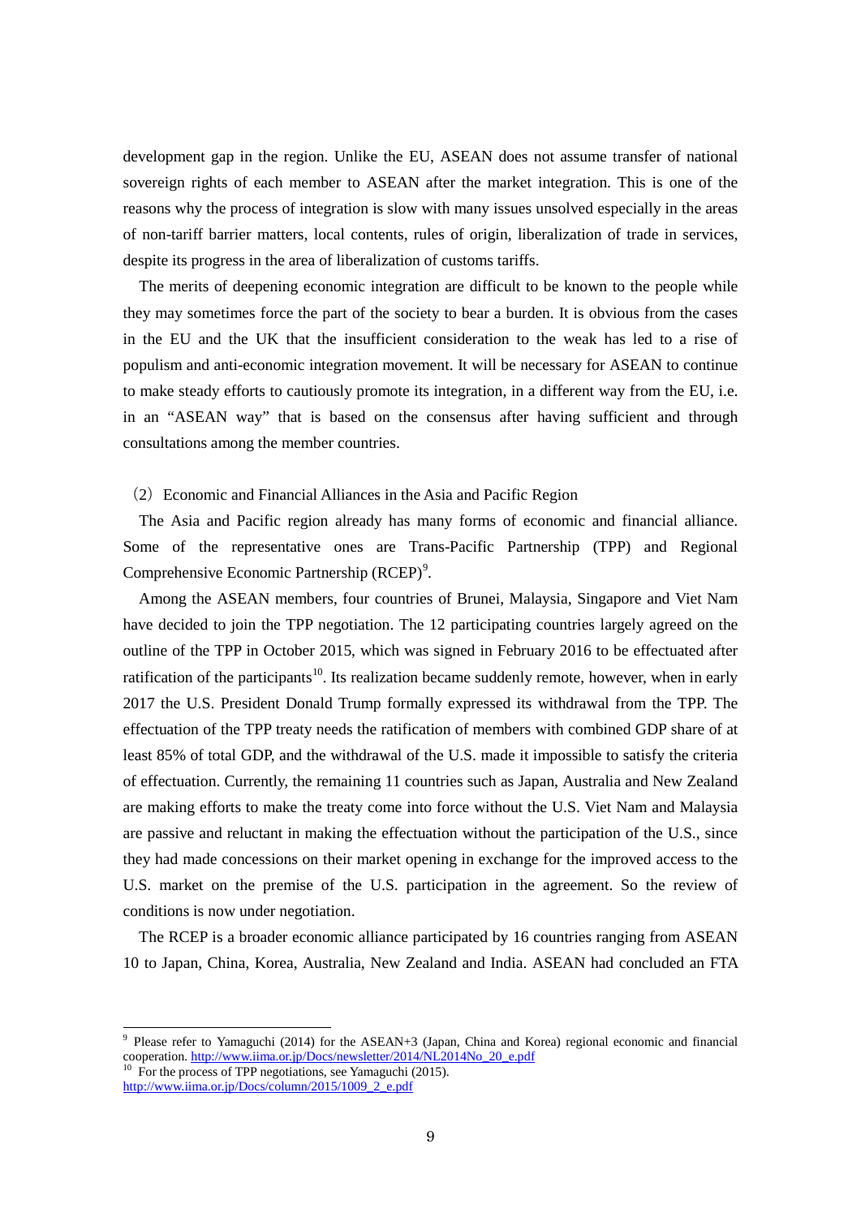development gap in the region. Unlike the EU, ASEAN does not assume transfer of national sovereign rights of each member to ASEAN after the market integration. This is one of the reasons why the process of integration is slow with many issues unsolved especially in the areas of non-tariff barrier matters, local contents, rules of origin, liberalization of trade in services, despite its progress in the area of liberalization of customs tariffs.

The merits of deepening economic integration are difficult to be known to the people while they may sometimes force the part of the society to bear a burden. It is obvious from the cases in the EU and the UK that the insufficient consideration to the weak has led to a rise of populism and anti-economic integration movement. It will be necessary for ASEAN to continue to make steady efforts to cautiously promote its integration, in a different way from the EU, i.e. in an "ASEAN way" that is based on the consensus after having sufficient and through consultations among the member countries.

## (2) Economic and Financial Alliances in the Asia and Pacific Region

The Asia and Pacific region already has many forms of economic and financial alliance. Some of the representative ones are Trans-Pacific Partnership (TPP) and Regional Comprehensive Economic Partnership (RCEP)[9].

Among the ASEAN members, four countries of Brunei, Malaysia, Singapore and Viet Nam have decided to join the TPP negotiation. The 12 participating countries largely agreed on the outline of the TPP in October 2015, which was signed in February 2016 to be effectuated after ratification of the participants[10]. Its realization became suddenly remote, however, when in early 2017 the U.S. President Donald Trump formally expressed its withdrawal from the TPP. The effectuation of the TPP treaty needs the ratification of members with combined GDP share of at least 85% of total GDP, and the withdrawal of the U.S. made it impossible to satisfy the criteria of effectuation. Currently, the remaining 11 countries such as Japan, Australia and New Zealand are making efforts to make the treaty come into force without the U.S. Viet Nam and Malaysia are passive and reluctant in making the effectuation without the participation of the U.S., since they had made concessions on their market opening in exchange for the improved access to the U.S. market on the premise of the U.S. participation in the agreement. So the review of conditions is now under negotiation.

The RCEP is a broader economic alliance participated by 16 countries ranging from ASEAN 10 to Japan, China, Korea, Australia, New Zealand and India. ASEAN had concluded an FTA

---

[9] Please refer to Yamaguchi (2014) for the ASEAN+3 (Japan, China and Korea) regional economic and financial cooperation. http://www.iima.or.jp/Docs/newsletter/2014/NL2014No_20_e.pdf

[10] For the process of TPP negotiations, see Yamaguchi (2015). http://www.iima.or.jp/Docs/column/2015/1009_2_e.pdf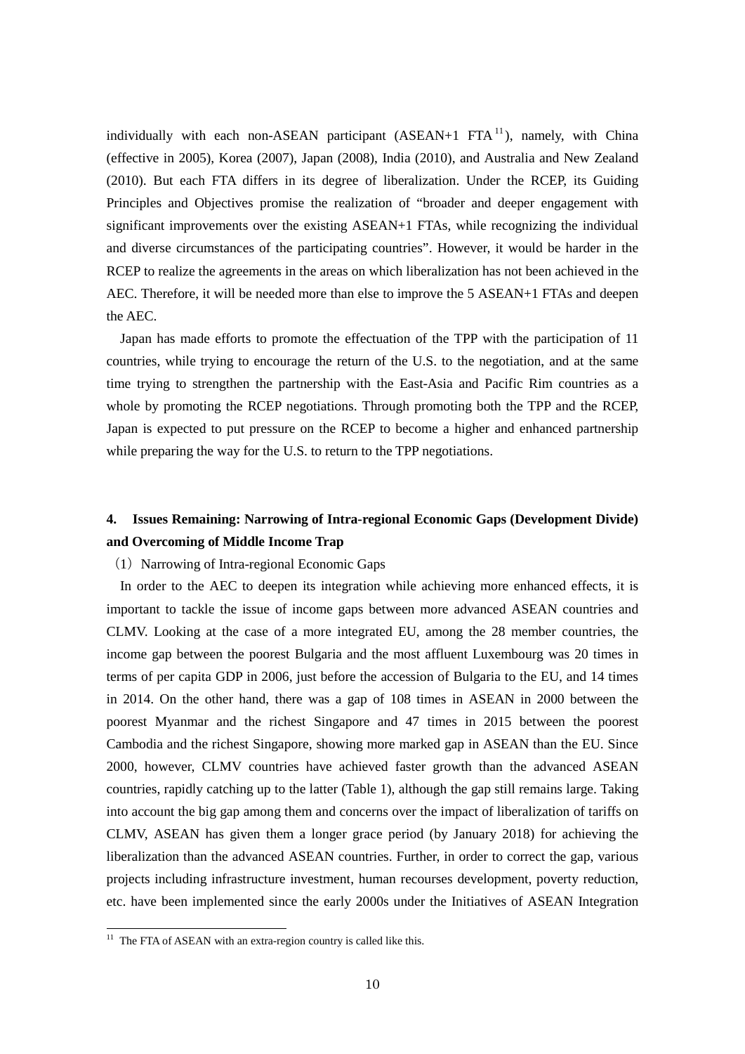individually with each non-ASEAN participant (ASEAN+1 FTA[11]), namely, with China (effective in 2005), Korea (2007), Japan (2008), India (2010), and Australia and New Zealand (2010). But each FTA differs in its degree of liberalization. Under the RCEP, its Guiding Principles and Objectives promise the realization of "broader and deeper engagement with significant improvements over the existing ASEAN+1 FTAs, while recognizing the individual and diverse circumstances of the participating countries". However, it would be harder in the RCEP to realize the agreements in the areas on which liberalization has not been achieved in the AEC. Therefore, it will be needed more than else to improve the 5 ASEAN+1 FTAs and deepen the AEC.

Japan has made efforts to promote the effectuation of the TPP with the participation of 11 countries, while trying to encourage the return of the U.S. to the negotiation, and at the same time trying to strengthen the partnership with the East-Asia and Pacific Rim countries as a whole by promoting the RCEP negotiations. Through promoting both the TPP and the RCEP, Japan is expected to put pressure on the RCEP to become a higher and enhanced partnership while preparing the way for the U.S. to return to the TPP negotiations.

## 4. Issues Remaining: Narrowing of Intra-regional Economic Gaps (Development Divide) and Overcoming of Middle Income Trap

（1）Narrowing of Intra-regional Economic Gaps

In order to the AEC to deepen its integration while achieving more enhanced effects, it is important to tackle the issue of income gaps between more advanced ASEAN countries and CLMV. Looking at the case of a more integrated EU, among the 28 member countries, the income gap between the poorest Bulgaria and the most affluent Luxembourg was 20 times in terms of per capita GDP in 2006, just before the accession of Bulgaria to the EU, and 14 times in 2014. On the other hand, there was a gap of 108 times in ASEAN in 2000 between the poorest Myanmar and the richest Singapore and 47 times in 2015 between the poorest Cambodia and the richest Singapore, showing more marked gap in ASEAN than the EU. Since 2000, however, CLMV countries have achieved faster growth than the advanced ASEAN countries, rapidly catching up to the latter (Table 1), although the gap still remains large. Taking into account the big gap among them and concerns over the impact of liberalization of tariffs on CLMV, ASEAN has given them a longer grace period (by January 2018) for achieving the liberalization than the advanced ASEAN countries. Further, in order to correct the gap, various projects including infrastructure investment, human recourses development, poverty reduction, etc. have been implemented since the early 2000s under the Initiatives of ASEAN Integration

[11] The FTA of ASEAN with an extra-region country is called like this.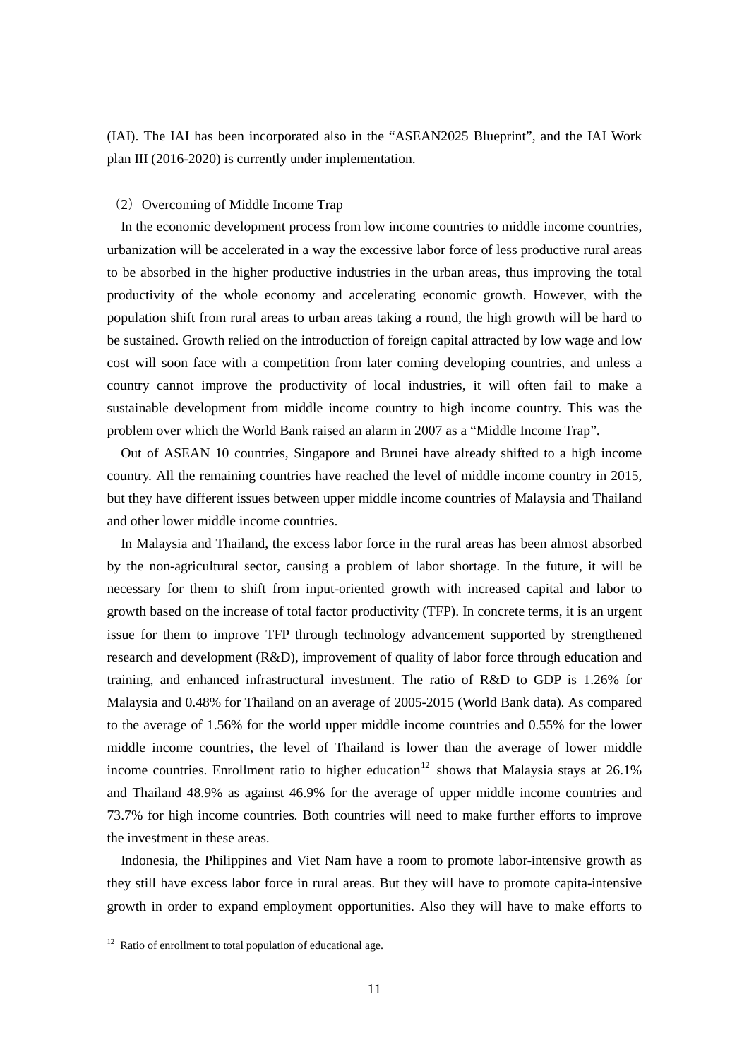(IAI). The IAI has been incorporated also in the “ASEAN2025 Blueprint”, and the IAI Work plan III (2016-2020) is currently under implementation.

### （2）Overcoming of Middle Income Trap

In the economic development process from low income countries to middle income countries, urbanization will be accelerated in a way the excessive labor force of less productive rural areas to be absorbed in the higher productive industries in the urban areas, thus improving the total productivity of the whole economy and accelerating economic growth. However, with the population shift from rural areas to urban areas taking a round, the high growth will be hard to be sustained. Growth relied on the introduction of foreign capital attracted by low wage and low cost will soon face with a competition from later coming developing countries, and unless a country cannot improve the productivity of local industries, it will often fail to make a sustainable development from middle income country to high income country. This was the problem over which the World Bank raised an alarm in 2007 as a “Middle Income Trap”.

Out of ASEAN 10 countries, Singapore and Brunei have already shifted to a high income country. All the remaining countries have reached the level of middle income country in 2015, but they have different issues between upper middle income countries of Malaysia and Thailand and other lower middle income countries.

In Malaysia and Thailand, the excess labor force in the rural areas has been almost absorbed by the non-agricultural sector, causing a problem of labor shortage. In the future, it will be necessary for them to shift from input-oriented growth with increased capital and labor to growth based on the increase of total factor productivity (TFP). In concrete terms, it is an urgent issue for them to improve TFP through technology advancement supported by strengthened research and development (R&D), improvement of quality of labor force through education and training, and enhanced infrastructural investment. The ratio of R&D to GDP is 1.26% for Malaysia and 0.48% for Thailand on an average of 2005-2015 (World Bank data). As compared to the average of 1.56% for the world upper middle income countries and 0.55% for the lower middle income countries, the level of Thailand is lower than the average of lower middle income countries. Enrollment ratio to higher education[12] shows that Malaysia stays at 26.1% and Thailand 48.9% as against 46.9% for the average of upper middle income countries and 73.7% for high income countries. Both countries will need to make further efforts to improve the investment in these areas.

Indonesia, the Philippines and Viet Nam have a room to promote labor-intensive growth as they still have excess labor force in rural areas. But they will have to promote capita-intensive growth in order to expand employment opportunities. Also they will have to make efforts to

[12] Ratio of enrollment to total population of educational age.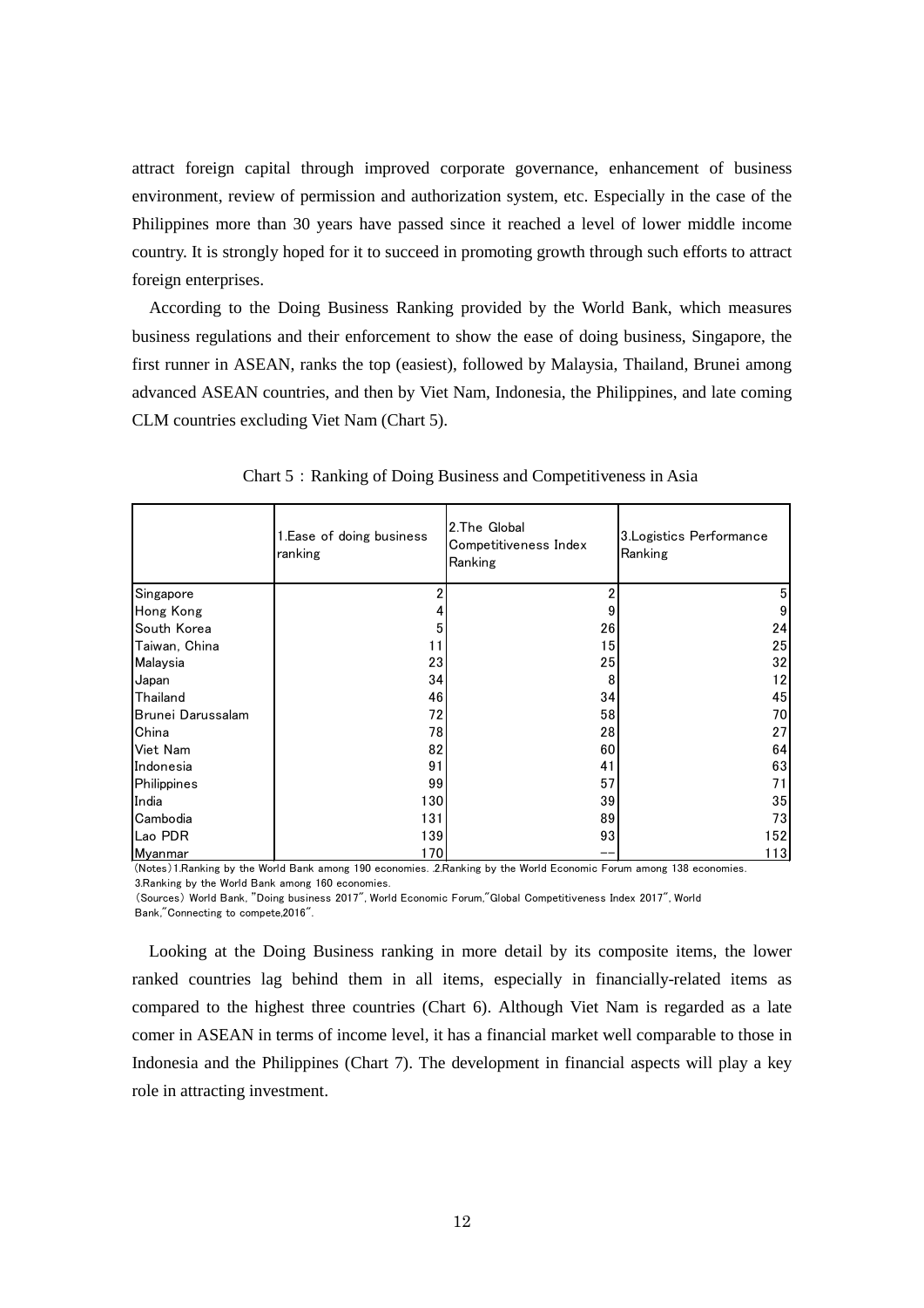attract foreign capital through improved corporate governance, enhancement of business environment, review of permission and authorization system, etc. Especially in the case of the Philippines more than 30 years have passed since it reached a level of lower middle income country. It is strongly hoped for it to succeed in promoting growth through such efforts to attract foreign enterprises.

According to the Doing Business Ranking provided by the World Bank, which measures business regulations and their enforcement to show the ease of doing business, Singapore, the first runner in ASEAN, ranks the top (easiest), followed by Malaysia, Thailand, Brunei among advanced ASEAN countries, and then by Viet Nam, Indonesia, the Philippines, and late coming CLM countries excluding Viet Nam (Chart 5).

Chart 5：Ranking of Doing Business and Competitiveness in Asia

| | 1.Ease of doing business ranking | 2.The Global Competitiveness Index Ranking | 3.Logistics Performance Ranking |
|---|---|---|---|
| Singapore | 2 | 2 | 5 |
| Hong Kong | 4 | 9 | 9 |
| South Korea | 5 | 26 | 24 |
| Taiwan, China | 11 | 15 | 25 |
| Malaysia | 23 | 25 | 32 |
| Japan | 34 | 8 | 12 |
| Thailand | 46 | 34 | 45 |
| Brunei Darussalam | 72 | 58 | 70 |
| China | 78 | 28 | 27 |
| Viet Nam | 82 | 60 | 64 |
| Indonesia | 91 | 41 | 63 |
| Philippines | 99 | 57 | 71 |
| India | 130 | 39 | 35 |
| Cambodia | 131 | 89 | 73 |
| Lao PDR | 139 | 93 | 152 |
| Myanmar | 170 | -- | 113 |

(Notes) 1.Ranking by the World Bank among 190 economies. 2.Ranking by the World Economic Forum among 138 economies. 3.Ranking by the World Bank among 160 economies.
(Sources) World Bank, "Doing business 2017", World Economic Forum,"Global Competitiveness Index 2017", World Bank,"Connecting to compete,2016".

Looking at the Doing Business ranking in more detail by its composite items, the lower ranked countries lag behind them in all items, especially in financially-related items as compared to the highest three countries (Chart 6). Although Viet Nam is regarded as a late comer in ASEAN in terms of income level, it has a financial market well comparable to those in Indonesia and the Philippines (Chart 7). The development in financial aspects will play a key role in attracting investment.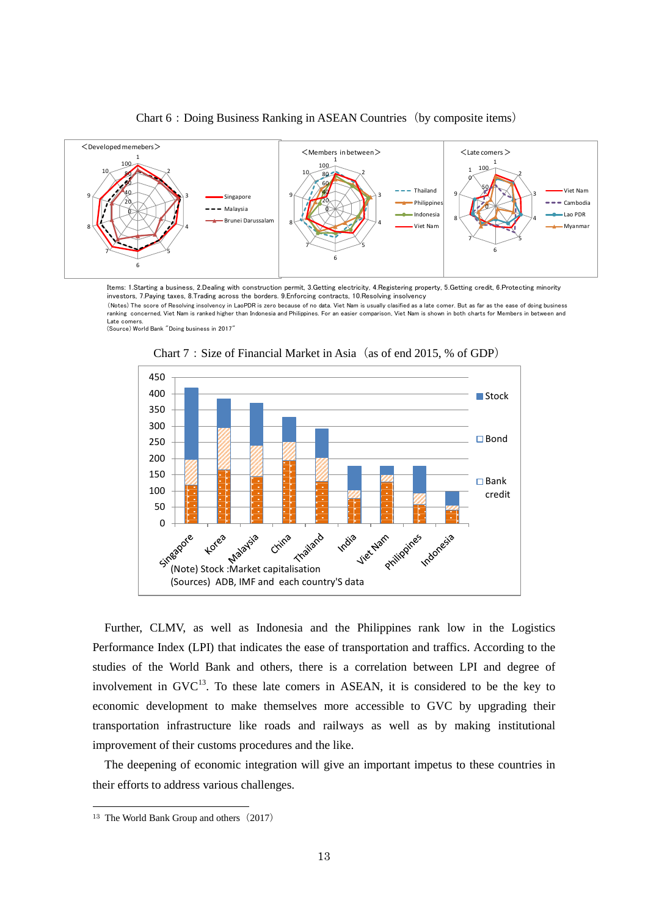Chart 6：Doing Business Ranking in ASEAN Countries（by composite items）

Items: 1.Starting a business, 2.Dealing with construction permit, 3.Getting electricity, 4.Registering property, 5.Getting credit, 6.Protecting minority investors, 7.Paying taxes, 8.Trading across the borders. 9.Enforcing contracts, 10.Resolving insolvency

（Notes）The score of Resolving insolvency in LaoPDR is zero because of no data. Viet Nam is usually clasified as a late comer. But as far as the ease of doing business ranking concerned, Viet Nam is ranked higher than Indonesia and Philippines. For an easier comparison, Viet Nam is shown in both charts for Members in between and Late comers.

（Source）World Bank "Doing business in 2017"

Chart 7：Size of Financial Market in Asia（as of end 2015, % of GDP）

(Note) Stock :Market capitalisation

(Sources) ADB, IMF and each country'S data

Further, CLMV, as well as Indonesia and the Philippines rank low in the Logistics Performance Index (LPI) that indicates the ease of transportation and traffics. According to the studies of the World Bank and others, there is a correlation between LPI and degree of involvement in GVC[13]. To these late comers in ASEAN, it is considered to be the key to economic development to make themselves more accessible to GVC by upgrading their transportation infrastructure like roads and railways as well as by making institutional improvement of their customs procedures and the like.

The deepening of economic integration will give an important impetus to these countries in their efforts to address various challenges.

[13] The World Bank Group and others（2017）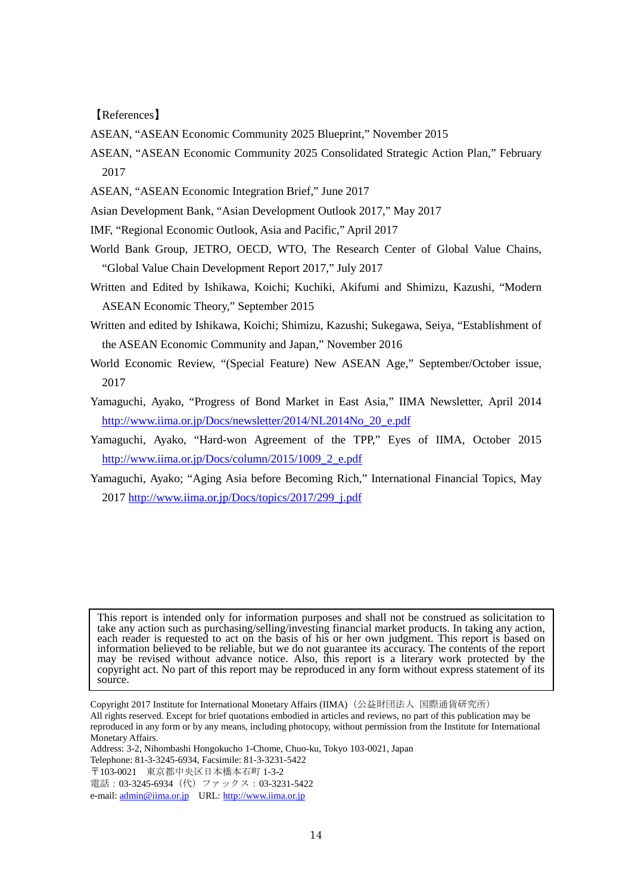【References】

ASEAN, "ASEAN Economic Community 2025 Blueprint," November 2015

ASEAN, "ASEAN Economic Community 2025 Consolidated Strategic Action Plan," February 2017

ASEAN, "ASEAN Economic Integration Brief," June 2017

Asian Development Bank, "Asian Development Outlook 2017," May 2017

IMF, "Regional Economic Outlook, Asia and Pacific," April 2017

World Bank Group, JETRO, OECD, WTO, The Research Center of Global Value Chains, "Global Value Chain Development Report 2017," July 2017

Written and Edited by Ishikawa, Koichi; Kuchiki, Akifumi and Shimizu, Kazushi, "Modern ASEAN Economic Theory," September 2015

Written and edited by Ishikawa, Koichi; Shimizu, Kazushi; Sukegawa, Seiya, "Establishment of the ASEAN Economic Community and Japan," November 2016

World Economic Review, "(Special Feature) New ASEAN Age," September/October issue, 2017

Yamaguchi, Ayako, "Progress of Bond Market in East Asia," IIMA Newsletter, April 2014 http://www.iima.or.jp/Docs/newsletter/2014/NL2014No_20_e.pdf

Yamaguchi, Ayako, "Hard-won Agreement of the TPP," Eyes of IIMA, October 2015 http://www.iima.or.jp/Docs/column/2015/1009_2_e.pdf

Yamaguchi, Ayako; "Aging Asia before Becoming Rich," International Financial Topics, May 2017 http://www.iima.or.jp/Docs/topics/2017/299_j.pdf

This report is intended only for information purposes and shall not be construed as solicitation to take any action such as purchasing/selling/investing financial market products. In taking any action, each reader is requested to act on the basis of his or her own judgment. This report is based on information believed to be reliable, but we do not guarantee its accuracy. The contents of the report may be revised without advance notice. Also, this report is a literary work protected by the copyright act. No part of this report may be reproduced in any form without express statement of its source.

Copyright 2017 Institute for International Monetary Affairs (IIMA)（公益財団法人 国際通貨研究所）
All rights reserved. Except for brief quotations embodied in articles and reviews, no part of this publication may be reproduced in any form or by any means, including photocopy, without permission from the Institute for International Monetary Affairs.
Address: 3-2, Nihombashi Hongokucho 1-Chome, Chuo-ku, Tokyo 103-0021, Japan
Telephone: 81-3-3245-6934, Facsimile: 81-3-3231-5422
〒103-0021　東京都中央区日本橋本石町 1-3-2
電話：03-3245-6934（代）ファックス：03-3231-5422
e-mail: admin@iima.or.jp　URL: http://www.iima.or.jp